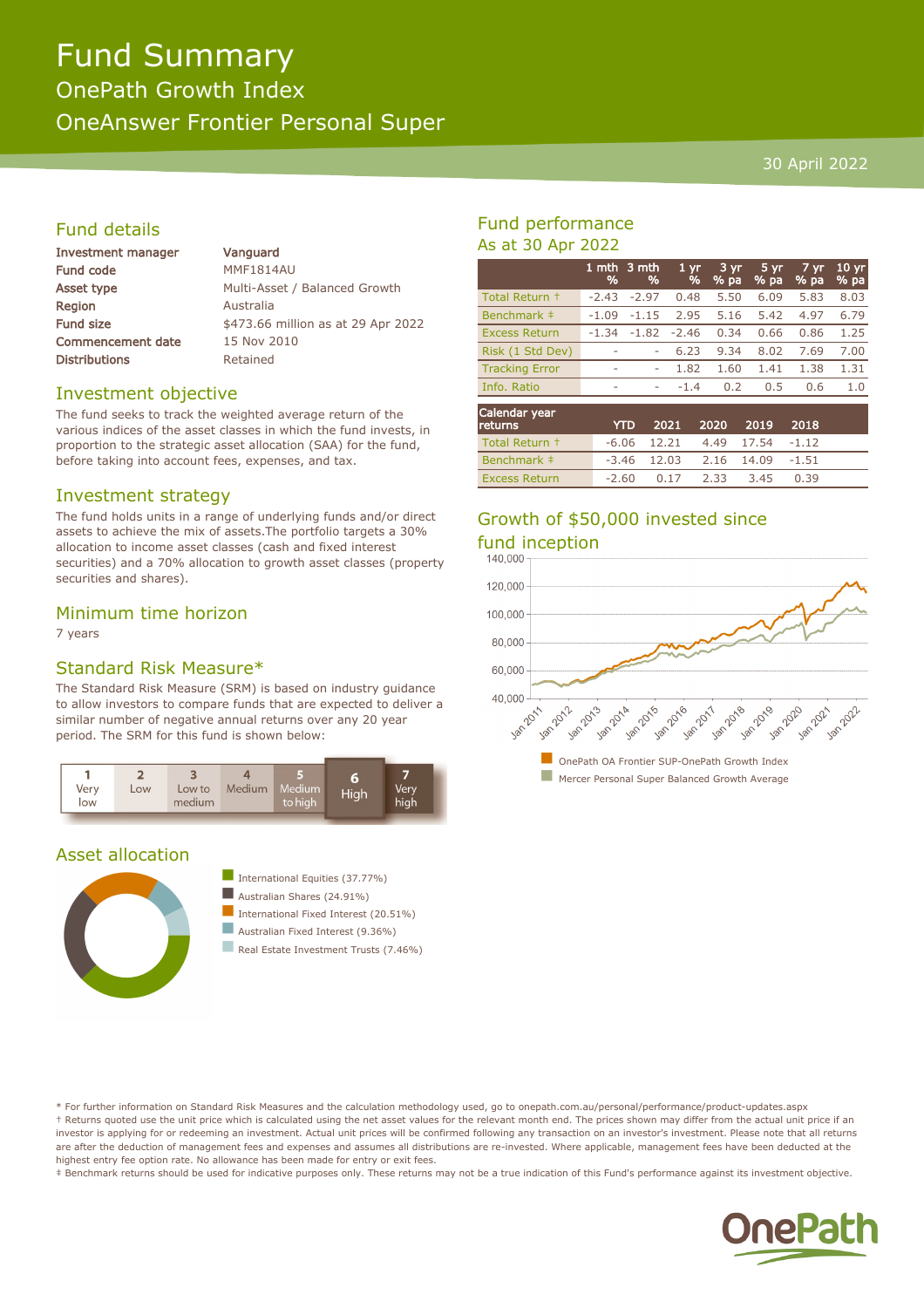# Fund Summary

## OnePath Growth Index

## OneAnswer Frontier Personal Super

30 April 2022

## Fund details

| | |
|---|---|
| Investment manager | Vanguard |
| Fund code | MMF1814AU |
| Asset type | Multi-Asset / Balanced Growth |
| Region | Australia |
| Fund size | $473.66 million as at 29 Apr 2022 |
| Commencement date | 15 Nov 2010 |
| Distributions | Retained |

## Investment objective

The fund seeks to track the weighted average return of the various indices of the asset classes in which the fund invests, in proportion to the strategic asset allocation (SAA) for the fund, before taking into account fees, expenses, and tax.

## Investment strategy

The fund holds units in a range of underlying funds and/or direct assets to achieve the mix of assets.The portfolio targets a 30% allocation to income asset classes (cash and fixed interest securities) and a 70% allocation to growth asset classes (property securities and shares).

## Minimum time horizon

7 years

## Standard Risk Measure*

The Standard Risk Measure (SRM) is based on industry guidance to allow investors to compare funds that are expected to deliver a similar number of negative annual returns over any 20 year period. The SRM for this fund is shown below:

| 1 Very low | 2 Low | 3 Low to medium | 4 Medium | 5 Medium to high | **6 High** | 7 Very high |
|---|---|---|---|---|---|---|

## Asset allocation

- International Equities (37.77%)
- Australian Shares (24.91%)
- International Fixed Interest (20.51%)
- Australian Fixed Interest (9.36%)
- Real Estate Investment Trusts (7.46%)

## Fund performance

As at 30 Apr 2022

| | 1 mth % | 3 mth % | 1 yr % | 3 yr % pa | 5 yr % pa | 7 yr % pa | 10 yr % pa |
|---|---|---|---|---|---|---|---|
| Total Return † | -2.43 | -2.97 | 0.48 | 5.50 | 6.09 | 5.83 | 8.03 |
| Benchmark ‡ | -1.09 | -1.15 | 2.95 | 5.16 | 5.42 | 4.97 | 6.79 |
| Excess Return | -1.34 | -1.82 | -2.46 | 0.34 | 0.66 | 0.86 | 1.25 |
| Risk (1 Std Dev) | - | - | 6.23 | 9.34 | 8.02 | 7.69 | 7.00 |
| Tracking Error | - | - | 1.82 | 1.60 | 1.41 | 1.38 | 1.31 |
| Info. Ratio | - | - | -1.4 | 0.2 | 0.5 | 0.6 | 1.0 |

| Calendar year returns | YTD | 2021 | 2020 | 2019 | 2018 |
|---|---|---|---|---|---|
| Total Return † | -6.06 | 12.21 | 4.49 | 17.54 | -1.12 |
| Benchmark ‡ | -3.46 | 12.03 | 2.16 | 14.09 | -1.51 |
| Excess Return | -2.60 | 0.17 | 2.33 | 3.45 | 0.39 |

## Growth of $50,000 invested since fund inception

- OnePath OA Frontier SUP-OnePath Growth Index
- Mercer Personal Super Balanced Growth Average

\* For further information on Standard Risk Measures and the calculation methodology used, go to onepath.com.au/personal/performance/product-updates.aspx

† Returns quoted use the unit price which is calculated using the net asset values for the relevant month end. The prices shown may differ from the actual unit price if an investor is applying for or redeeming an investment. Actual unit prices will be confirmed following any transaction on an investor's investment. Please note that all returns are after the deduction of management fees and expenses and assumes all distributions are re-invested. Where applicable, management fees have been deducted at the highest entry fee option rate. No allowance has been made for entry or exit fees.

‡ Benchmark returns should be used for indicative purposes only. These returns may not be a true indication of this Fund's performance against its investment objective.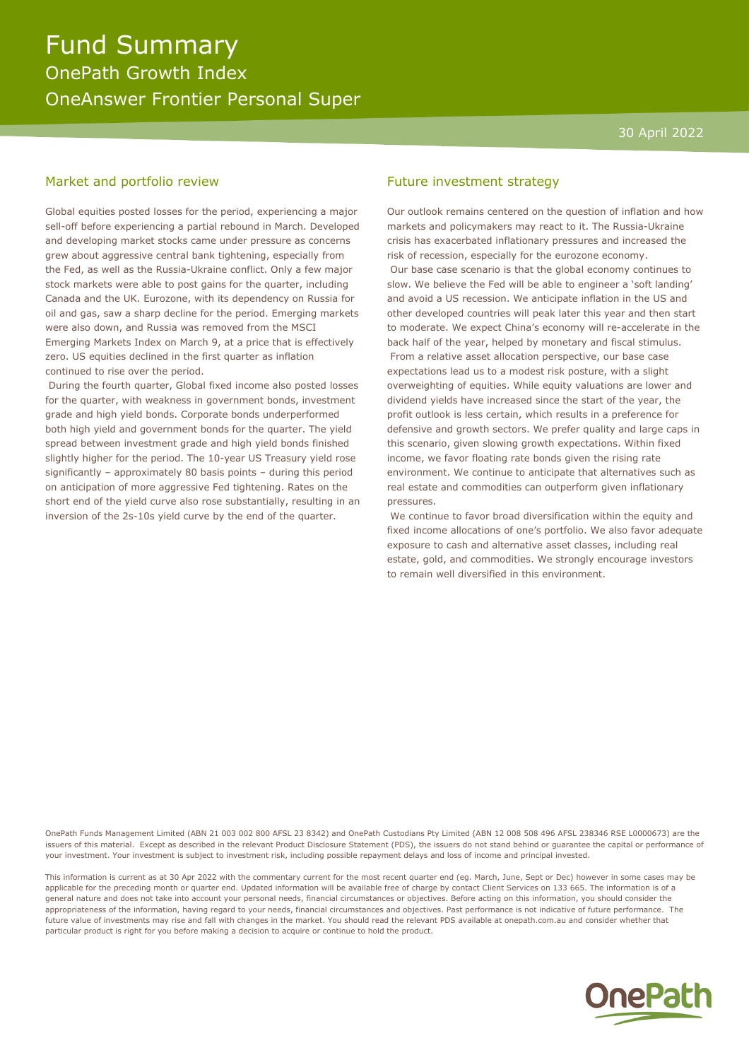# Fund Summary

## OnePath Growth Index

## OneAnswer Frontier Personal Super

30 April 2022

### Market and portfolio review

Global equities posted losses for the period, experiencing a major sell-off before experiencing a partial rebound in March. Developed and developing market stocks came under pressure as concerns grew about aggressive central bank tightening, especially from the Fed, as well as the Russia-Ukraine conflict. Only a few major stock markets were able to post gains for the quarter, including Canada and the UK. Eurozone, with its dependency on Russia for oil and gas, saw a sharp decline for the period. Emerging markets were also down, and Russia was removed from the MSCI Emerging Markets Index on March 9, at a price that is effectively zero. US equities declined in the first quarter as inflation continued to rise over the period.

During the fourth quarter, Global fixed income also posted losses for the quarter, with weakness in government bonds, investment grade and high yield bonds. Corporate bonds underperformed both high yield and government bonds for the quarter. The yield spread between investment grade and high yield bonds finished slightly higher for the period. The 10-year US Treasury yield rose significantly – approximately 80 basis points – during this period on anticipation of more aggressive Fed tightening. Rates on the short end of the yield curve also rose substantially, resulting in an inversion of the 2s-10s yield curve by the end of the quarter.

### Future investment strategy

Our outlook remains centered on the question of inflation and how markets and policymakers may react to it. The Russia-Ukraine crisis has exacerbated inflationary pressures and increased the risk of recession, especially for the eurozone economy.

Our base case scenario is that the global economy continues to slow. We believe the Fed will be able to engineer a 'soft landing' and avoid a US recession. We anticipate inflation in the US and other developed countries will peak later this year and then start to moderate. We expect China's economy will re-accelerate in the back half of the year, helped by monetary and fiscal stimulus.

From a relative asset allocation perspective, our base case expectations lead us to a modest risk posture, with a slight overweighting of equities. While equity valuations are lower and dividend yields have increased since the start of the year, the profit outlook is less certain, which results in a preference for defensive and growth sectors. We prefer quality and large caps in this scenario, given slowing growth expectations. Within fixed income, we favor floating rate bonds given the rising rate environment. We continue to anticipate that alternatives such as real estate and commodities can outperform given inflationary pressures.

We continue to favor broad diversification within the equity and fixed income allocations of one's portfolio. We also favor adequate exposure to cash and alternative asset classes, including real estate, gold, and commodities. We strongly encourage investors to remain well diversified in this environment.

OnePath Funds Management Limited (ABN 21 003 002 800 AFSL 23 8342) and OnePath Custodians Pty Limited (ABN 12 008 508 496 AFSL 238346 RSE L0000673) are the issuers of this material. Except as described in the relevant Product Disclosure Statement (PDS), the issuers do not stand behind or guarantee the capital or performance of your investment. Your investment is subject to investment risk, including possible repayment delays and loss of income and principal invested.

This information is current as at 30 Apr 2022 with the commentary current for the most recent quarter end (eg. March, June, Sept or Dec) however in some cases may be applicable for the preceding month or quarter end. Updated information will be available free of charge by contact Client Services on 133 665. The information is of a general nature and does not take into account your personal needs, financial circumstances or objectives. Before acting on this information, you should consider the appropriateness of the information, having regard to your needs, financial circumstances and objectives. Past performance is not indicative of future performance. The future value of investments may rise and fall with changes in the market. You should read the relevant PDS available at onepath.com.au and consider whether that particular product is right for you before making a decision to acquire or continue to hold the product.

OnePath